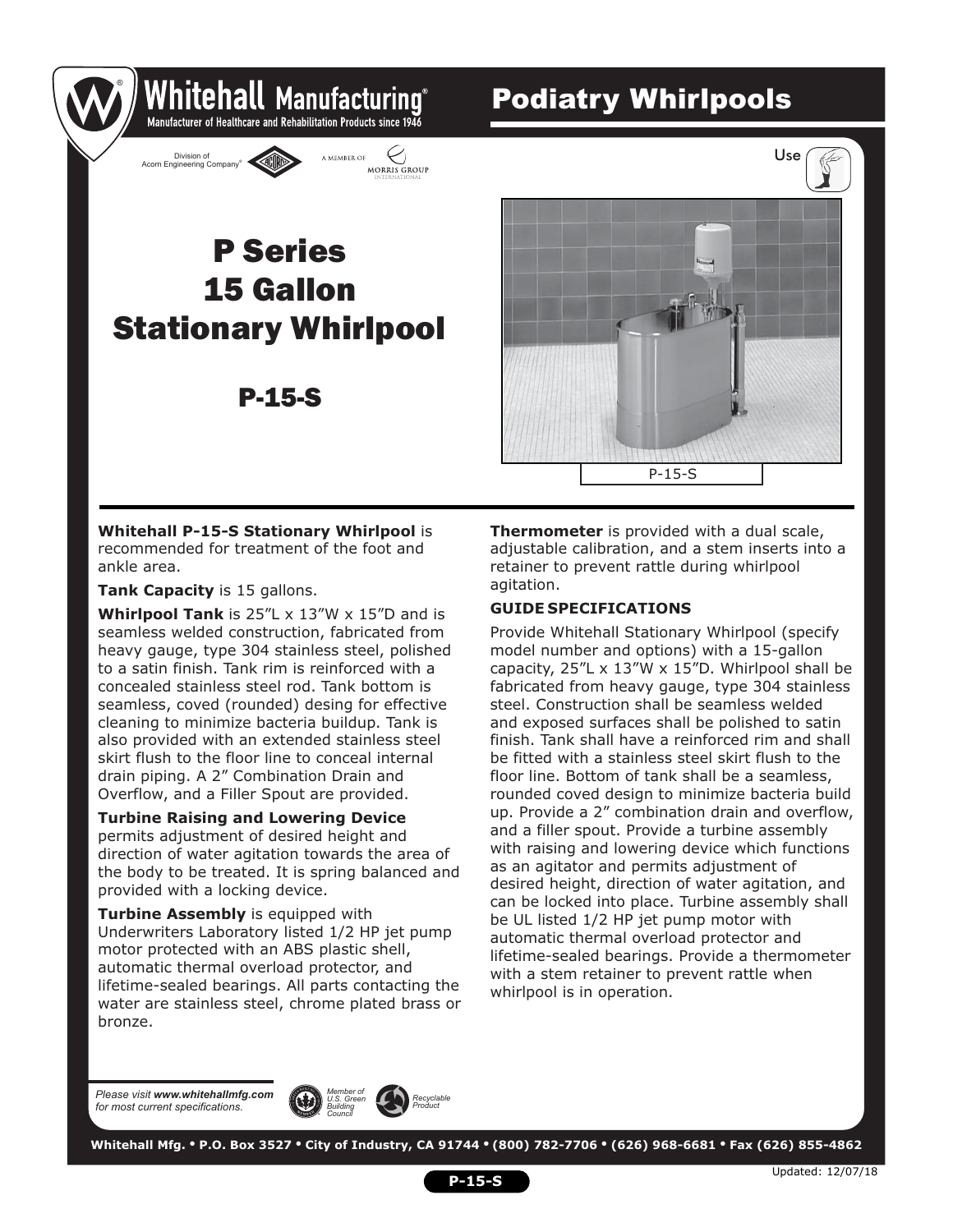# Whitehall Manufacturing®

Manufacturer of Healthcare and Rehabilitation Products since 1946

Division of Acorn Engineering Company® — A Member of Morris Group International

## Podiatry Whirlpools

Use

# P Series 15 Gallon Stationary Whirlpool

## P-15-S

P-15-S

**Whitehall P-15-S Stationary Whirlpool** is recommended for treatment of the foot and ankle area.

**Tank Capacity** is 15 gallons.

**Whirlpool Tank** is 25″L x 13″W x 15″D and is seamless welded construction, fabricated from heavy gauge, type 304 stainless steel, polished to a satin finish. Tank rim is reinforced with a concealed stainless steel rod. Tank bottom is seamless, coved (rounded) desing for effective cleaning to minimize bacteria buildup. Tank is also provided with an extended stainless steel skirt flush to the floor line to conceal internal drain piping. A 2″ Combination Drain and Overflow, and a Filler Spout are provided.

**Turbine Raising and Lowering Device** permits adjustment of desired height and direction of water agitation towards the area of the body to be treated. It is spring balanced and provided with a locking device.

**Turbine Assembly** is equipped with Underwriters Laboratory listed 1/2 HP jet pump motor protected with an ABS plastic shell, automatic thermal overload protector, and lifetime-sealed bearings. All parts contacting the water are stainless steel, chrome plated brass or bronze.

**Thermometer** is provided with a dual scale, adjustable calibration, and a stem inserts into a retainer to prevent rattle during whirlpool agitation.

### GUIDE SPECIFICATIONS

Provide Whitehall Stationary Whirlpool (specify model number and options) with a 15-gallon capacity, 25″L x 13″W x 15″D. Whirlpool shall be fabricated from heavy gauge, type 304 stainless steel. Construction shall be seamless welded and exposed surfaces shall be polished to satin finish. Tank shall have a reinforced rim and shall be fitted with a stainless steel skirt flush to the floor line. Bottom of tank shall be a seamless, rounded coved design to minimize bacteria build up. Provide a 2″ combination drain and overflow, and a filler spout. Provide a turbine assembly with raising and lowering device which functions as an agitator and permits adjustment of desired height, direction of water agitation, and can be locked into place. Turbine assembly shall be UL listed 1/2 HP jet pump motor with automatic thermal overload protector and lifetime-sealed bearings. Provide a thermometer with a stem retainer to prevent rattle when whirlpool is in operation.

*Please visit **www.whitehallmfg.com** for most current specifications.*

*Member of U.S. Green Building Council* — *Recyclable Product*

**Whitehall Mfg. • P.O. Box 3527 • City of Industry, CA 91744 • (800) 782-7706 • (626) 968-6681 • Fax (626) 855-4862**

Updated: 12/07/18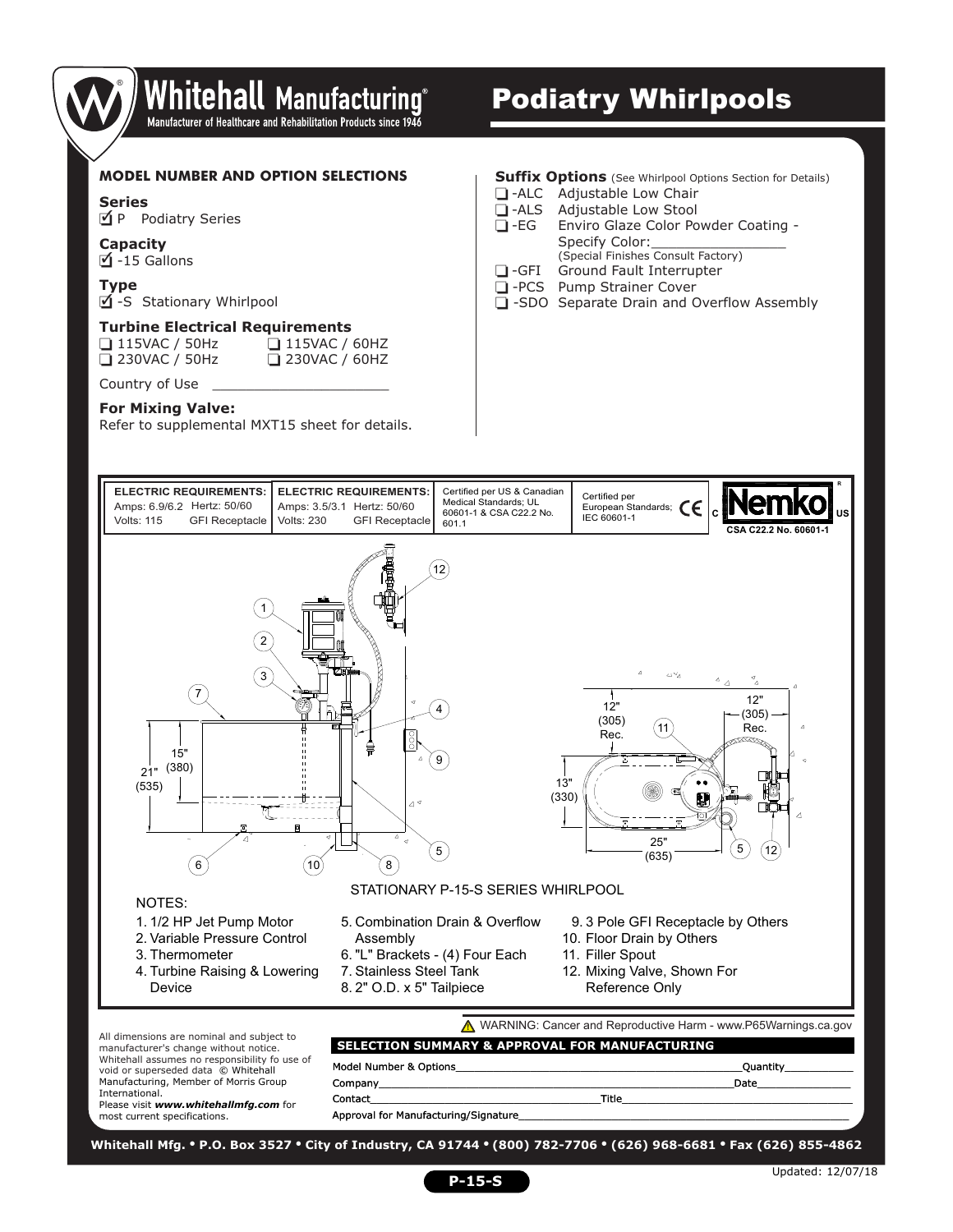# Whitehall Manufacturing®

Manufacturer of Healthcare and Rehabilitation Products since 1946

# Podiatry Whirlpools

## MODEL NUMBER AND OPTION SELECTIONS

**Series**
☑ P Podiatry Series

**Capacity**
☑ -15 Gallons

**Type**
☑ -S Stationary Whirlpool

**Turbine Electrical Requirements**
❑ 115VAC / 50Hz ❑ 115VAC / 60HZ
❑ 230VAC / 50Hz ❑ 230VAC / 60HZ

Country of Use ____________________

**For Mixing Valve:**
Refer to supplemental MXT15 sheet for details.

**Suffix Options** (See Whirlpool Options Section for Details)
❑ -ALC Adjustable Low Chair
❑ -ALS Adjustable Low Stool
❑ -EG Enviro Glaze Color Powder Coating - Specify Color:________________ (Special Finishes Consult Factory)
❑ -GFI Ground Fault Interrupter
❑ -PCS Pump Strainer Cover
❑ -SDO Separate Drain and Overflow Assembly

| ELECTRIC REQUIREMENTS: | ELECTRIC REQUIREMENTS: | Certified per US & Canadian Medical Standards; UL 60601-1 & CSA C22.2 No. 601.1 | Certified per European Standards; IEC 60601-1 CE | Nemko CSA C22.2 No. 60601-1 |
|---|---|---|---|---|
| Amps: 6.9/6.2 Hertz: 50/60 Volts: 115 GFI Receptacle | Amps: 3.5/3.1 Hertz: 50/60 Volts: 230 GFI Receptacle | | | |

21" (535)
15" (380)
12" (305) Rec.
12" (305) Rec.
13" (330)
25" (635)

STATIONARY P-15-S SERIES WHIRLPOOL

NOTES:

1. 1/2 HP Jet Pump Motor
2. Variable Pressure Control
3. Thermometer
4. Turbine Raising & Lowering Device
5. Combination Drain & Overflow Assembly
6. "L" Brackets - (4) Four Each
7. Stainless Steel Tank
8. 2" O.D. x 5" Tailpiece
9. 3 Pole GFI Receptacle by Others
10. Floor Drain by Others
11. Filler Spout
12. Mixing Valve, Shown For Reference Only

⚠ WARNING: Cancer and Reproductive Harm - www.P65Warnings.ca.gov

All dimensions are nominal and subject to manufacturer's change without notice. Whitehall assumes no responsibility fo use of void or superseded data © Whitehall Manufacturing, Member of Morris Group International.
Please visit ***www.whitehallmfg.com*** for most current specifications.

**SELECTION SUMMARY & APPROVAL FOR MANUFACTURING**

Model Number & Options________________________________ Quantity__________
Company________________________________ Date__________
Contact________________________________ Title__________
Approval for Manufacturing/Signature________________________________

**Whitehall Mfg. • P.O. Box 3527 • City of Industry, CA 91744 • (800) 782-7706 • (626) 968-6681 • Fax (626) 855-4862**

**P-15-S**

Updated: 12/07/18